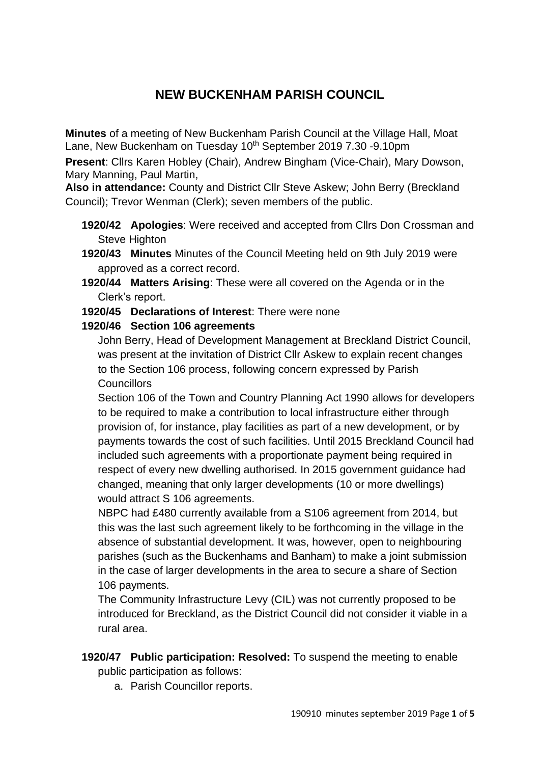# NEW BUCKENHAM PARISH COUNCIL

**Minutes** of a meeting of New Buckenham Parish Council at the Village Hall, Moat Lane, New Buckenham on Tuesday 10th September 2019 7.30 -9.10pm

**Present**: Cllrs Karen Hobley (Chair), Andrew Bingham (Vice-Chair), Mary Dowson, Mary Manning, Paul Martin,

**Also in attendance:** County and District Cllr Steve Askew; John Berry (Breckland Council); Trevor Wenman (Clerk); seven members of the public.

**1920/42 Apologies**: Were received and accepted from Cllrs Don Crossman and Steve Highton

**1920/43 Minutes** Minutes of the Council Meeting held on 9th July 2019 were approved as a correct record.

**1920/44 Matters Arising**: These were all covered on the Agenda or in the Clerk's report.

**1920/45 Declarations of Interest**: There were none

**1920/46 Section 106 agreements**

John Berry, Head of Development Management at Breckland District Council, was present at the invitation of District Cllr Askew to explain recent changes to the Section 106 process, following concern expressed by Parish Councillors

Section 106 of the Town and Country Planning Act 1990 allows for developers to be required to make a contribution to local infrastructure either through provision of, for instance, play facilities as part of a new development, or by payments towards the cost of such facilities. Until 2015 Breckland Council had included such agreements with a proportionate payment being required in respect of every new dwelling authorised. In 2015 government guidance had changed, meaning that only larger developments (10 or more dwellings) would attract S 106 agreements.

NBPC had £480 currently available from a S106 agreement from 2014, but this was the last such agreement likely to be forthcoming in the village in the absence of substantial development. It was, however, open to neighbouring parishes (such as the Buckenhams and Banham) to make a joint submission in the case of larger developments in the area to secure a share of Section 106 payments.

The Community Infrastructure Levy (CIL) was not currently proposed to be introduced for Breckland, as the District Council did not consider it viable in a rural area.

**1920/47 Public participation: Resolved:** To suspend the meeting to enable public participation as follows:

a. Parish Councillor reports.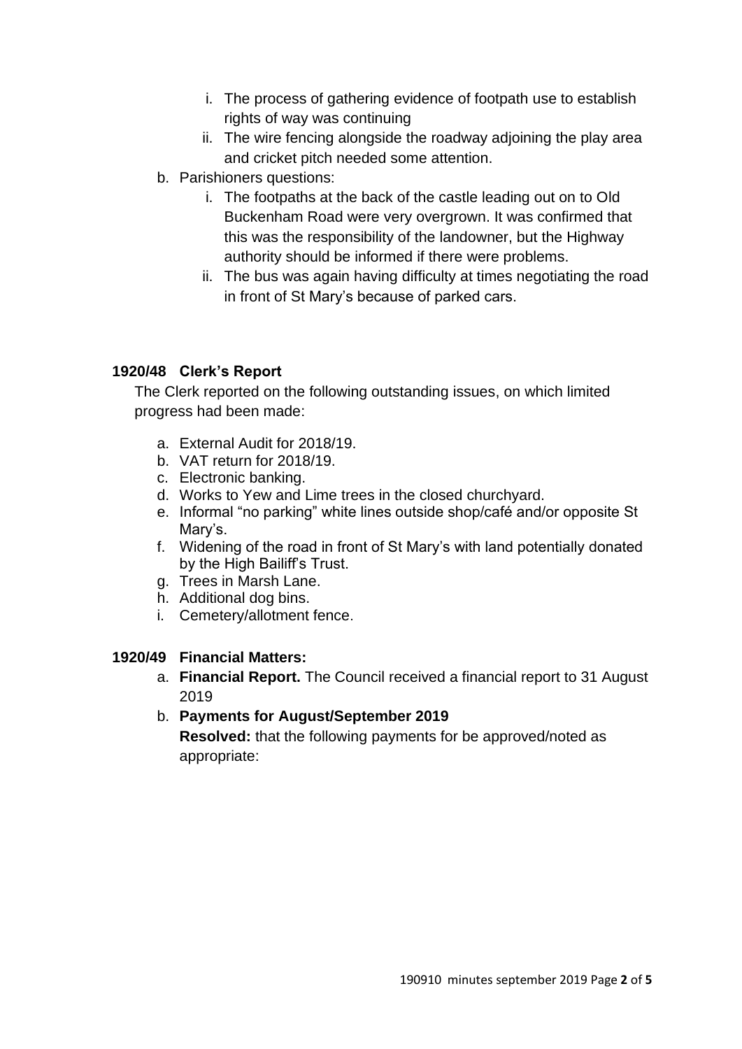i. The process of gathering evidence of footpath use to establish rights of way was continuing
   ii. The wire fencing alongside the roadway adjoining the play area and cricket pitch needed some attention.

b. Parishioners questions:
   i. The footpaths at the back of the castle leading out on to Old Buckenham Road were very overgrown. It was confirmed that this was the responsibility of the landowner, but the Highway authority should be informed if there were problems.
   ii. The bus was again having difficulty at times negotiating the road in front of St Mary's because of parked cars.

**1920/48 Clerk's Report**

The Clerk reported on the following outstanding issues, on which limited progress had been made:

a. External Audit for 2018/19.
b. VAT return for 2018/19.
c. Electronic banking.
d. Works to Yew and Lime trees in the closed churchyard.
e. Informal "no parking" white lines outside shop/café and/or opposite St Mary's.
f. Widening of the road in front of St Mary's with land potentially donated by the High Bailiff's Trust.
g. Trees in Marsh Lane.
h. Additional dog bins.
i. Cemetery/allotment fence.

**1920/49 Financial Matters:**

a. **Financial Report.** The Council received a financial report to 31 August 2019
b. **Payments for August/September 2019**

   **Resolved:** that the following payments for be approved/noted as appropriate: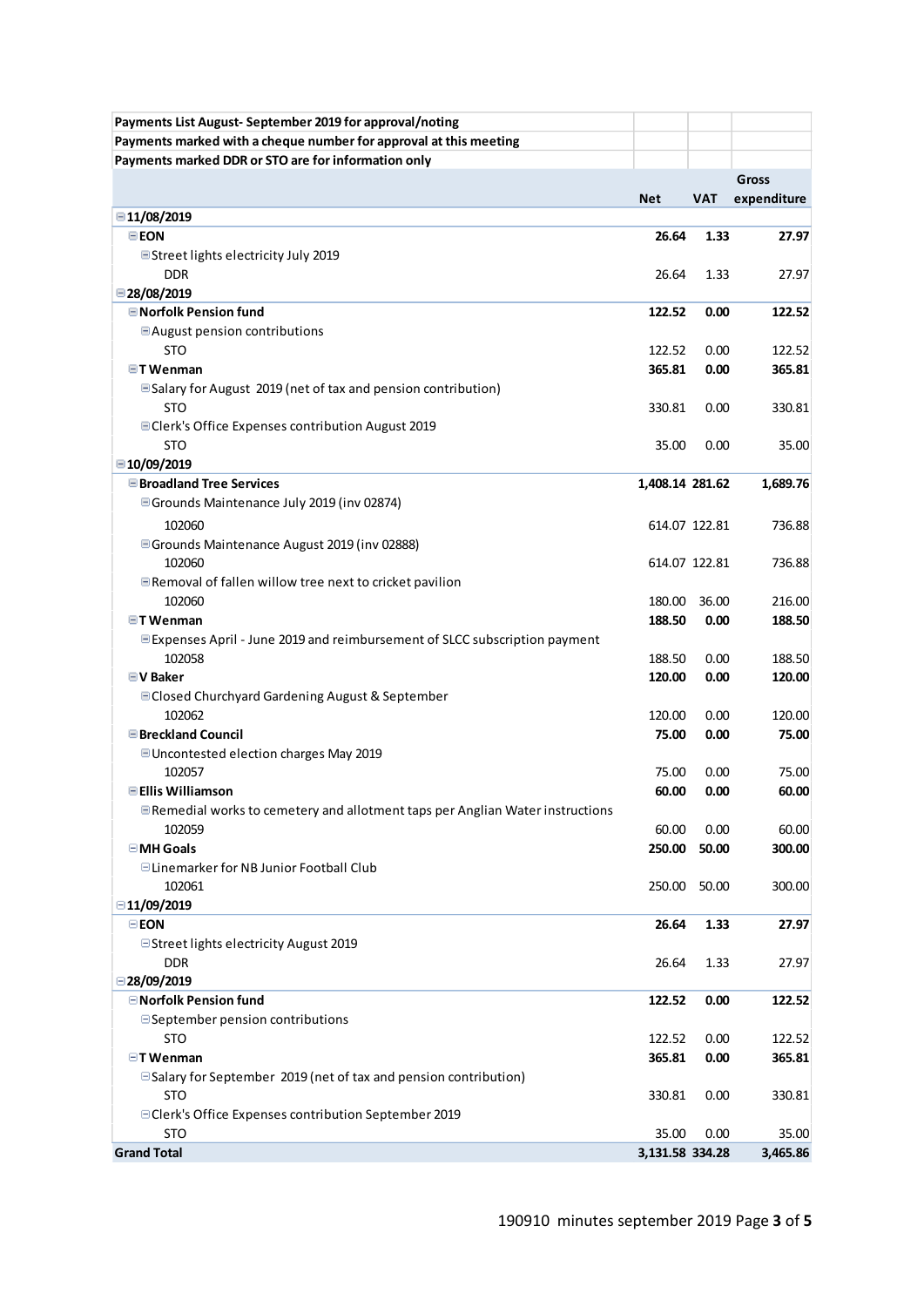| Payments List August- September 2019 for approval/noting | | | |
|---|---|---|---|
| Payments marked with a cheque number for approval at this meeting | | | |
| Payments marked DDR or STO are for information only | | | |
| | **Net** | **VAT** | **Gross expenditure** |
| **11/08/2019** | | | |
| **EON** | **26.64** | **1.33** | **27.97** |
| Street lights electricity July 2019 | | | |
| DDR | 26.64 | 1.33 | 27.97 |
| **28/08/2019** | | | |
| **Norfolk Pension fund** | **122.52** | **0.00** | **122.52** |
| August pension contributions | | | |
| STO | 122.52 | 0.00 | 122.52 |
| **T Wenman** | **365.81** | **0.00** | **365.81** |
| Salary for August 2019 (net of tax and pension contribution) | | | |
| STO | 330.81 | 0.00 | 330.81 |
| Clerk's Office Expenses contribution August 2019 | | | |
| STO | 35.00 | 0.00 | 35.00 |
| **10/09/2019** | | | |
| **Broadland Tree Services** | **1,408.14** | **281.62** | **1,689.76** |
| Grounds Maintenance July 2019 (inv 02874) | | | |
| 102060 | 614.07 | 122.81 | 736.88 |
| Grounds Maintenance August 2019 (inv 02888) | | | |
| 102060 | 614.07 | 122.81 | 736.88 |
| Removal of fallen willow tree next to cricket pavilion | | | |
| 102060 | 180.00 | 36.00 | 216.00 |
| **T Wenman** | **188.50** | **0.00** | **188.50** |
| Expenses April - June 2019 and reimbursement of SLCC subscription payment | | | |
| 102058 | 188.50 | 0.00 | 188.50 |
| **V Baker** | **120.00** | **0.00** | **120.00** |
| Closed Churchyard Gardening August & September | | | |
| 102062 | 120.00 | 0.00 | 120.00 |
| **Breckland Council** | **75.00** | **0.00** | **75.00** |
| Uncontested election charges May 2019 | | | |
| 102057 | 75.00 | 0.00 | 75.00 |
| **Ellis Williamson** | **60.00** | **0.00** | **60.00** |
| Remedial works to cemetery and allotment taps per Anglian Water instructions | | | |
| 102059 | 60.00 | 0.00 | 60.00 |
| **MH Goals** | **250.00** | **50.00** | **300.00** |
| Linemarker for NB Junior Football Club | | | |
| 102061 | 250.00 | 50.00 | 300.00 |
| **11/09/2019** | | | |
| **EON** | **26.64** | **1.33** | **27.97** |
| Street lights electricity August 2019 | | | |
| DDR | 26.64 | 1.33 | 27.97 |
| **28/09/2019** | | | |
| **Norfolk Pension fund** | **122.52** | **0.00** | **122.52** |
| September pension contributions | | | |
| STO | 122.52 | 0.00 | 122.52 |
| **T Wenman** | **365.81** | **0.00** | **365.81** |
| Salary for September 2019 (net of tax and pension contribution) | | | |
| STO | 330.81 | 0.00 | 330.81 |
| Clerk's Office Expenses contribution September 2019 | | | |
| STO | 35.00 | 0.00 | 35.00 |
| **Grand Total** | **3,131.58** | **334.28** | **3,465.86** |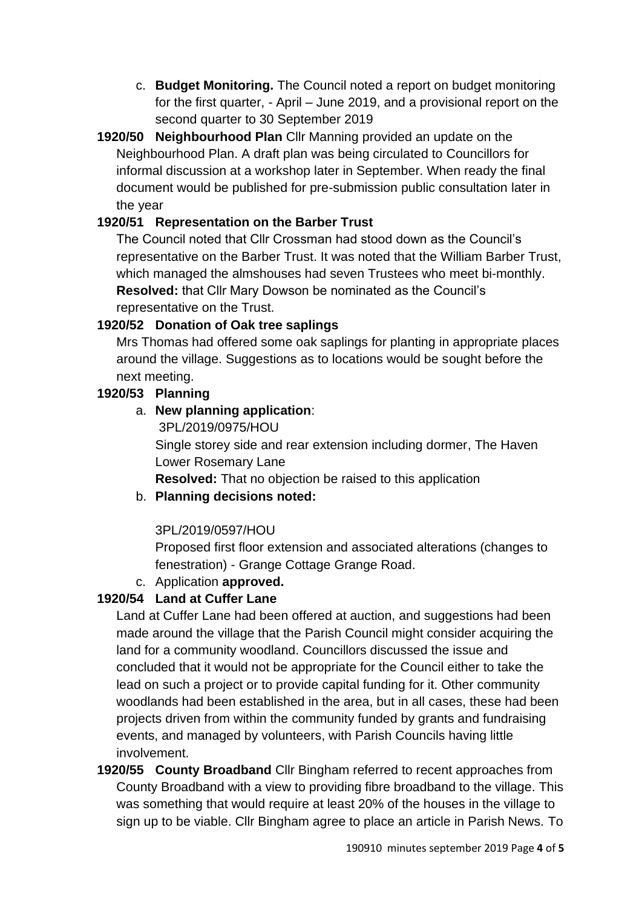c. **Budget Monitoring.** The Council noted a report on budget monitoring for the first quarter, - April – June 2019, and a provisional report on the second quarter to 30 September 2019

**1920/50 Neighbourhood Plan** Cllr Manning provided an update on the Neighbourhood Plan. A draft plan was being circulated to Councillors for informal discussion at a workshop later in September. When ready the final document would be published for pre-submission public consultation later in the year

**1920/51 Representation on the Barber Trust**

The Council noted that Cllr Crossman had stood down as the Council's representative on the Barber Trust. It was noted that the William Barber Trust, which managed the almshouses had seven Trustees who meet bi-monthly.
**Resolved:** that Cllr Mary Dowson be nominated as the Council's representative on the Trust.

**1920/52 Donation of Oak tree saplings**

Mrs Thomas had offered some oak saplings for planting in appropriate places around the village. Suggestions as to locations would be sought before the next meeting.

**1920/53 Planning**

a. **New planning application**:
3PL/2019/0975/HOU
Single storey side and rear extension including dormer, The Haven Lower Rosemary Lane
**Resolved:** That no objection be raised to this application

b. **Planning decisions noted:**

3PL/2019/0597/HOU
Proposed first floor extension and associated alterations (changes to fenestration) - Grange Cottage Grange Road.

c. Application **approved.**

**1920/54 Land at Cuffer Lane**

Land at Cuffer Lane had been offered at auction, and suggestions had been made around the village that the Parish Council might consider acquiring the land for a community woodland. Councillors discussed the issue and concluded that it would not be appropriate for the Council either to take the lead on such a project or to provide capital funding for it. Other community woodlands had been established in the area, but in all cases, these had been projects driven from within the community funded by grants and fundraising events, and managed by volunteers, with Parish Councils having little involvement.

**1920/55 County Broadband** Cllr Bingham referred to recent approaches from County Broadband with a view to providing fibre broadband to the village. This was something that would require at least 20% of the houses in the village to sign up to be viable. Cllr Bingham agree to place an article in Parish News. To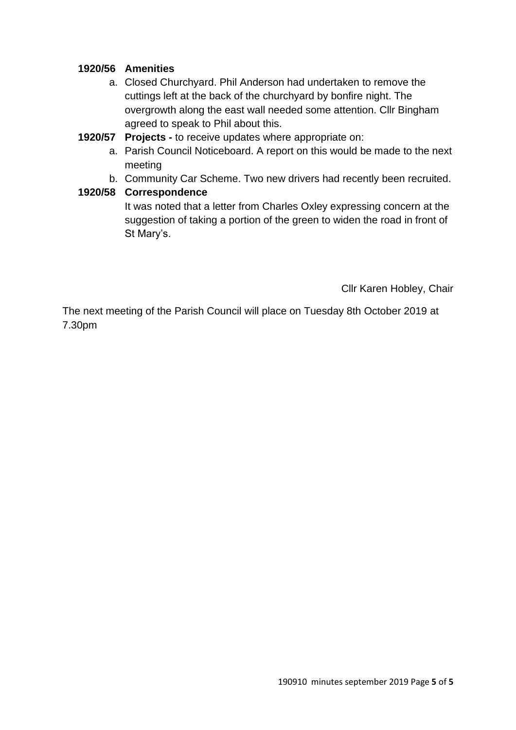**1920/56 Amenities**

a. Closed Churchyard. Phil Anderson had undertaken to remove the cuttings left at the back of the churchyard by bonfire night. The overgrowth along the east wall needed some attention. Cllr Bingham agreed to speak to Phil about this.

**1920/57 Projects -** to receive updates where appropriate on:

a. Parish Council Noticeboard. A report on this would be made to the next meeting
b. Community Car Scheme. Two new drivers had recently been recruited.

**1920/58 Correspondence**

It was noted that a letter from Charles Oxley expressing concern at the suggestion of taking a portion of the green to widen the road in front of St Mary's.

Cllr Karen Hobley, Chair

The next meeting of the Parish Council will place on Tuesday 8th October 2019 at 7.30pm